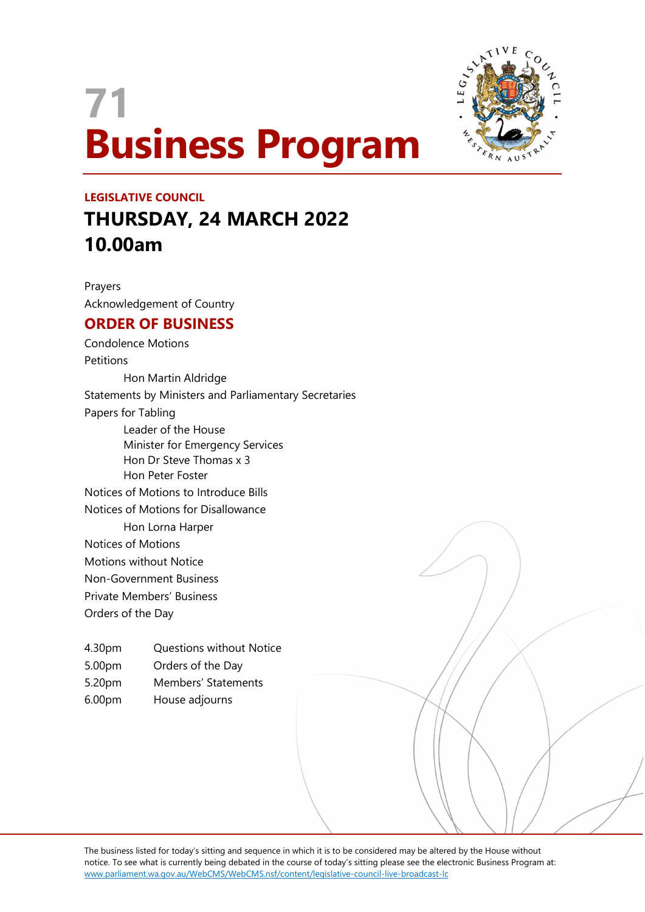# 71
# Business Program

**LEGISLATIVE COUNCIL**

## THURSDAY, 24 MARCH 2022
## 10.00am

Prayers

Acknowledgement of Country

## ORDER OF BUSINESS

Condolence Motions

Petitions

  Hon Martin Aldridge

Statements by Ministers and Parliamentary Secretaries

Papers for Tabling

  Leader of the House
  Minister for Emergency Services
  Hon Dr Steve Thomas x 3
  Hon Peter Foster

Notices of Motions to Introduce Bills

Notices of Motions for Disallowance

  Hon Lorna Harper

Notices of Motions

Motions without Notice

Non-Government Business

Private Members' Business

Orders of the Day

| | |
|---|---|
| 4.30pm | Questions without Notice |
| 5.00pm | Orders of the Day |
| 5.20pm | Members' Statements |
| 6.00pm | House adjourns |

The business listed for today's sitting and sequence in which it is to be considered may be altered by the House without notice. To see what is currently being debated in the course of today's sitting please see the electronic Business Program at: www.parliament.wa.gov.au/WebCMS/WebCMS.nsf/content/legislative-council-live-broadcast-lc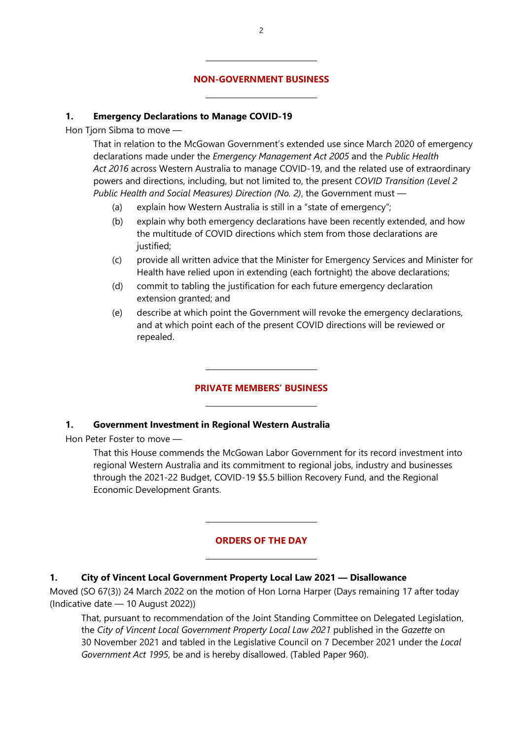## NON-GOVERNMENT BUSINESS

### 1. Emergency Declarations to Manage COVID-19

Hon Tjorn Sibma to move —

That in relation to the McGowan Government's extended use since March 2020 of emergency declarations made under the *Emergency Management Act 2005* and the *Public Health Act 2016* across Western Australia to manage COVID-19, and the related use of extraordinary powers and directions, including, but not limited to, the present *COVID Transition (Level 2 Public Health and Social Measures) Direction (No. 2)*, the Government must —

(a) explain how Western Australia is still in a "state of emergency";

(b) explain why both emergency declarations have been recently extended, and how the multitude of COVID directions which stem from those declarations are justified;

(c) provide all written advice that the Minister for Emergency Services and Minister for Health have relied upon in extending (each fortnight) the above declarations;

(d) commit to tabling the justification for each future emergency declaration extension granted; and

(e) describe at which point the Government will revoke the emergency declarations, and at which point each of the present COVID directions will be reviewed or repealed.

## PRIVATE MEMBERS' BUSINESS

### 1. Government Investment in Regional Western Australia

Hon Peter Foster to move —

That this House commends the McGowan Labor Government for its record investment into regional Western Australia and its commitment to regional jobs, industry and businesses through the 2021-22 Budget, COVID-19 $5.5 billion Recovery Fund, and the Regional Economic Development Grants.

## ORDERS OF THE DAY

### 1. City of Vincent Local Government Property Local Law 2021 — Disallowance

Moved (SO 67(3)) 24 March 2022 on the motion of Hon Lorna Harper (Days remaining 17 after today (Indicative date — 10 August 2022))

That, pursuant to recommendation of the Joint Standing Committee on Delegated Legislation, the *City of Vincent Local Government Property Local Law 2021* published in the *Gazette* on 30 November 2021 and tabled in the Legislative Council on 7 December 2021 under the *Local Government Act 1995*, be and is hereby disallowed. (Tabled Paper 960).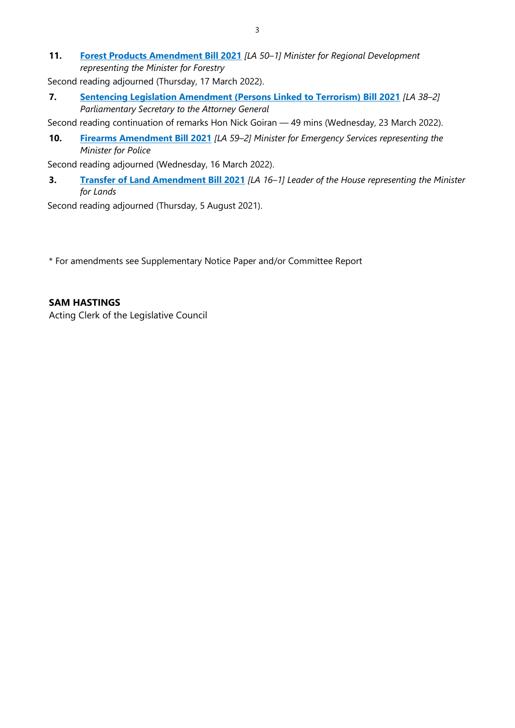**11.** **Forest Products Amendment Bill 2021** *[LA 50–1] Minister for Regional Development representing the Minister for Forestry*

Second reading adjourned (Thursday, 17 March 2022).

**7.** **Sentencing Legislation Amendment (Persons Linked to Terrorism) Bill 2021** *[LA 38–2] Parliamentary Secretary to the Attorney General*

Second reading continuation of remarks Hon Nick Goiran — 49 mins (Wednesday, 23 March 2022).

**10.** **Firearms Amendment Bill 2021** *[LA 59–2] Minister for Emergency Services representing the Minister for Police*

Second reading adjourned (Wednesday, 16 March 2022).

**3.** **Transfer of Land Amendment Bill 2021** *[LA 16–1] Leader of the House representing the Minister for Lands*

Second reading adjourned (Thursday, 5 August 2021).

* For amendments see Supplementary Notice Paper and/or Committee Report

**SAM HASTINGS**
Acting Clerk of the Legislative Council